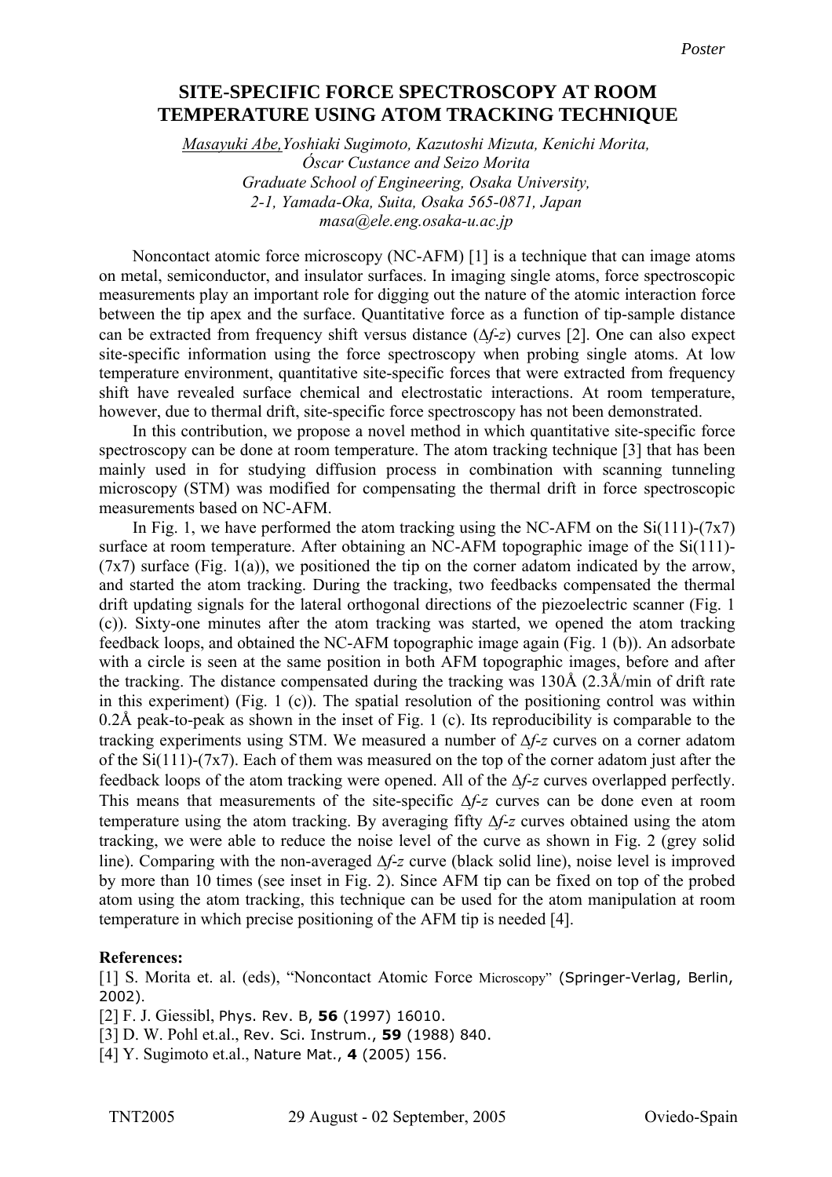*Poster*

# SITE-SPECIFIC FORCE SPECTROSCOPY AT ROOM TEMPERATURE USING ATOM TRACKING TECHNIQUE

*Masayuki Abe, Yoshiaki Sugimoto, Kazutoshi Mizuta, Kenichi Morita, Óscar Custance and Seizo Morita*
*Graduate School of Engineering, Osaka University,*
*2-1, Yamada-Oka, Suita, Osaka 565-0871, Japan*
*masa@ele.eng.osaka-u.ac.jp*

Noncontact atomic force microscopy (NC-AFM) [1] is a technique that can image atoms on metal, semiconductor, and insulator surfaces. In imaging single atoms, force spectroscopic measurements play an important role for digging out the nature of the atomic interaction force between the tip apex and the surface. Quantitative force as a function of tip-sample distance can be extracted from frequency shift versus distance ($\Delta f$-$z$) curves [2]. One can also expect site-specific information using the force spectroscopy when probing single atoms. At low temperature environment, quantitative site-specific forces that were extracted from frequency shift have revealed surface chemical and electrostatic interactions. At room temperature, however, due to thermal drift, site-specific force spectroscopy has not been demonstrated.

In this contribution, we propose a novel method in which quantitative site-specific force spectroscopy can be done at room temperature. The atom tracking technique [3] that has been mainly used in for studying diffusion process in combination with scanning tunneling microscopy (STM) was modified for compensating the thermal drift in force spectroscopic measurements based on NC-AFM.

In Fig. 1, we have performed the atom tracking using the NC-AFM on the Si(111)-(7x7) surface at room temperature. After obtaining an NC-AFM topographic image of the Si(111)-(7x7) surface (Fig. 1(a)), we positioned the tip on the corner adatom indicated by the arrow, and started the atom tracking. During the tracking, two feedbacks compensated the thermal drift updating signals for the lateral orthogonal directions of the piezoelectric scanner (Fig. 1 (c)). Sixty-one minutes after the atom tracking was started, we opened the atom tracking feedback loops, and obtained the NC-AFM topographic image again (Fig. 1 (b)). An adsorbate with a circle is seen at the same position in both AFM topographic images, before and after the tracking. The distance compensated during the tracking was 130Å (2.3Å/min of drift rate in this experiment) (Fig. 1 (c)). The spatial resolution of the positioning control was within 0.2Å peak-to-peak as shown in the inset of Fig. 1 (c). Its reproducibility is comparable to the tracking experiments using STM. We measured a number of $\Delta f$-$z$ curves on a corner adatom of the Si(111)-(7x7). Each of them was measured on the top of the corner adatom just after the feedback loops of the atom tracking were opened. All of the $\Delta f$-$z$ curves overlapped perfectly. This means that measurements of the site-specific $\Delta f$-$z$ curves can be done even at room temperature using the atom tracking. By averaging fifty $\Delta f$-$z$ curves obtained using the atom tracking, we were able to reduce the noise level of the curve as shown in Fig. 2 (grey solid line). Comparing with the non-averaged $\Delta f$-$z$ curve (black solid line), noise level is improved by more than 10 times (see inset in Fig. 2). Since AFM tip can be fixed on top of the probed atom using the atom tracking, this technique can be used for the atom manipulation at room temperature in which precise positioning of the AFM tip is needed [4].

**References:**

[1] S. Morita et. al. (eds), "Noncontact Atomic Force Microscopy" (Springer-Verlag, Berlin, 2002).
[2] F. J. Giessibl, Phys. Rev. B, **56** (1997) 16010.
[3] D. W. Pohl et.al., Rev. Sci. Instrum., **59** (1988) 840.
[4] Y. Sugimoto et.al., Nature Mat., **4** (2005) 156.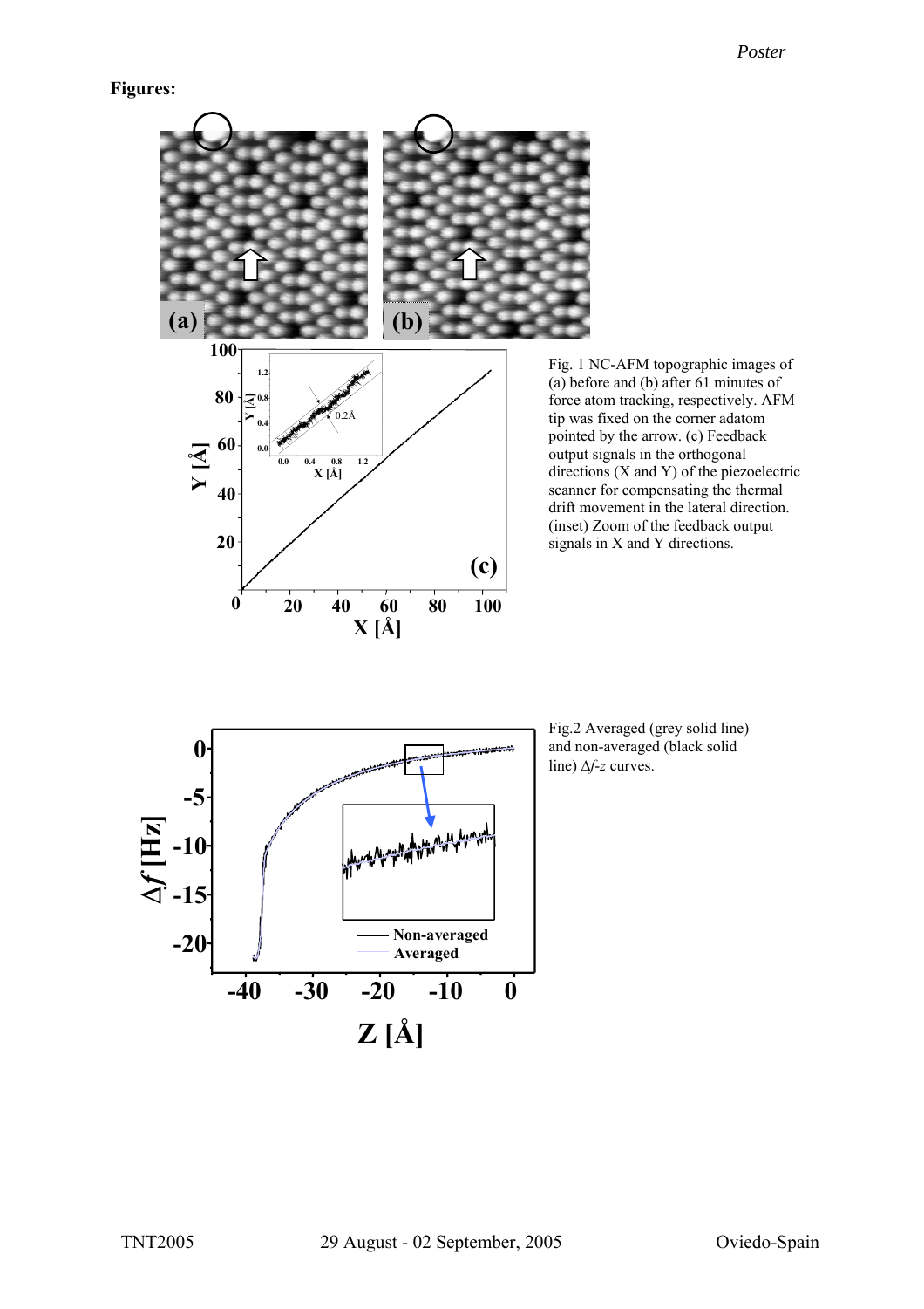**Figures:**

(a) (b)

Y [Å]

100
80
60
40
20
0

X [Å]

20 40 60 80 100

(c)

Y [Å]
1.2
0.8
0.4
0.0
0.0 0.4 0.8 1.2
X [Å]
0.2Å

Fig. 1 NC-AFM topographic images of (a) before and (b) after 61 minutes of force atom tracking, respectively. AFM tip was fixed on the corner adatom pointed by the arrow. (c) Feedback output signals in the orthogonal directions (X and Y) of the piezoelectric scanner for compensating the thermal drift movement in the lateral direction. (inset) Zoom of the feedback output signals in X and Y directions.

$\Delta f$ [Hz]

0
-5
-10
-15
-20

Z [Å]

-40 -30 -20 -10 0

Non-averaged
Averaged

Fig.2 Averaged (grey solid line) and non-averaged (black solid line) $\Delta f$-$z$ curves.